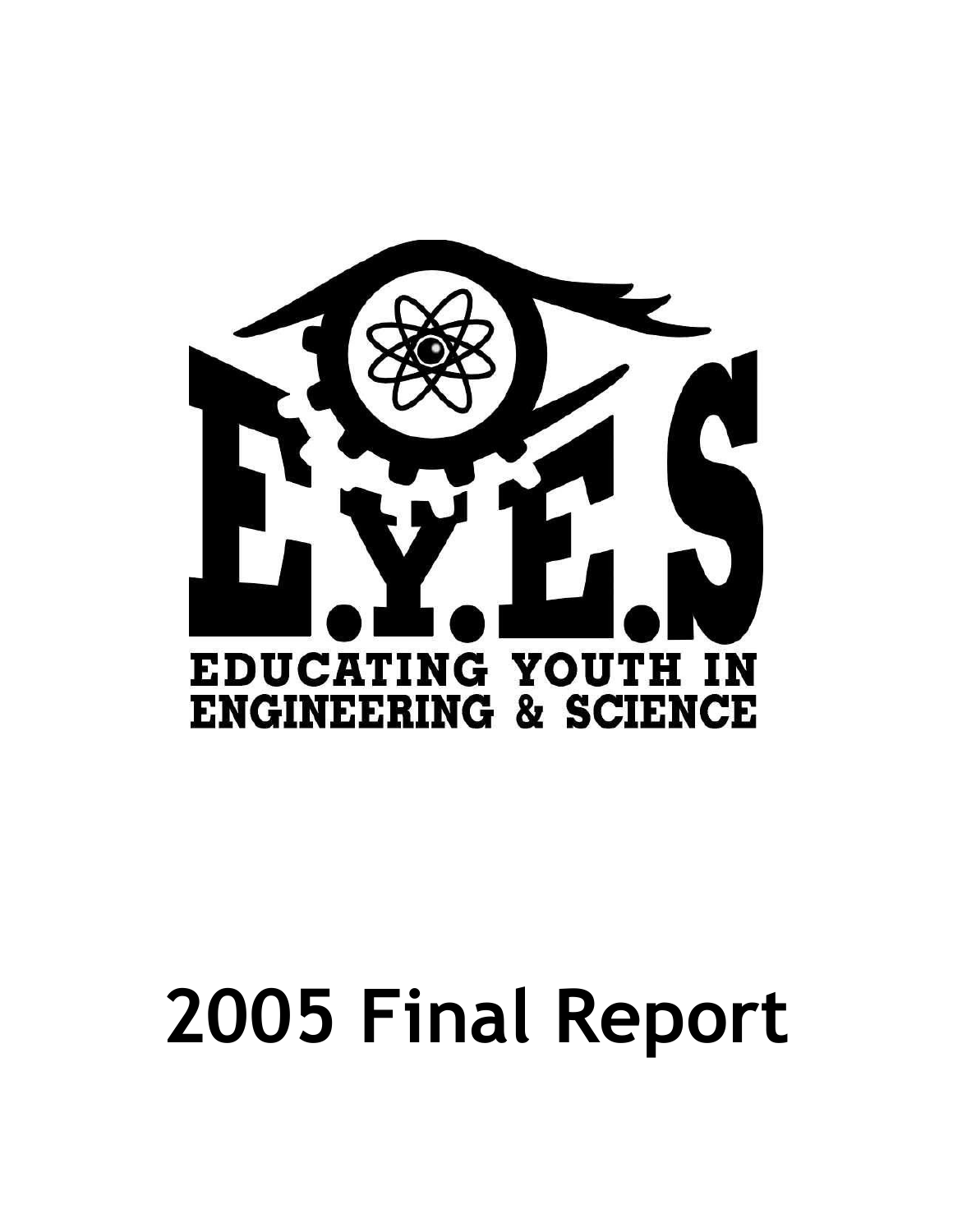# E.Y.E.S

EDUCATING YOUTH IN ENGINEERING & SCIENCE

# 2005 Final Report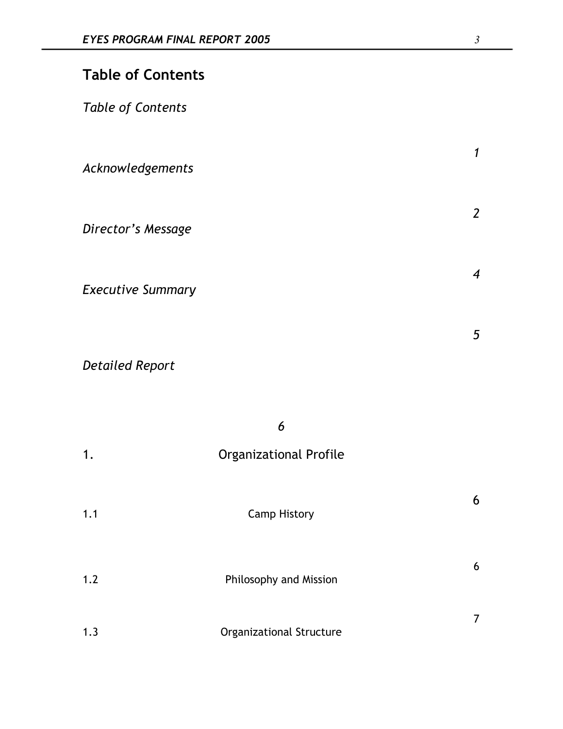## Table of Contents

*Table of Contents* *1*

*Acknowledgements* *2*

*Director's Message* *4*

*Executive Summary* *5*

*Detailed Report* *6*

1. Organizational Profile 6

1.1 Camp History 6

1.2 Philosophy and Mission 6

1.3 Organizational Structure 7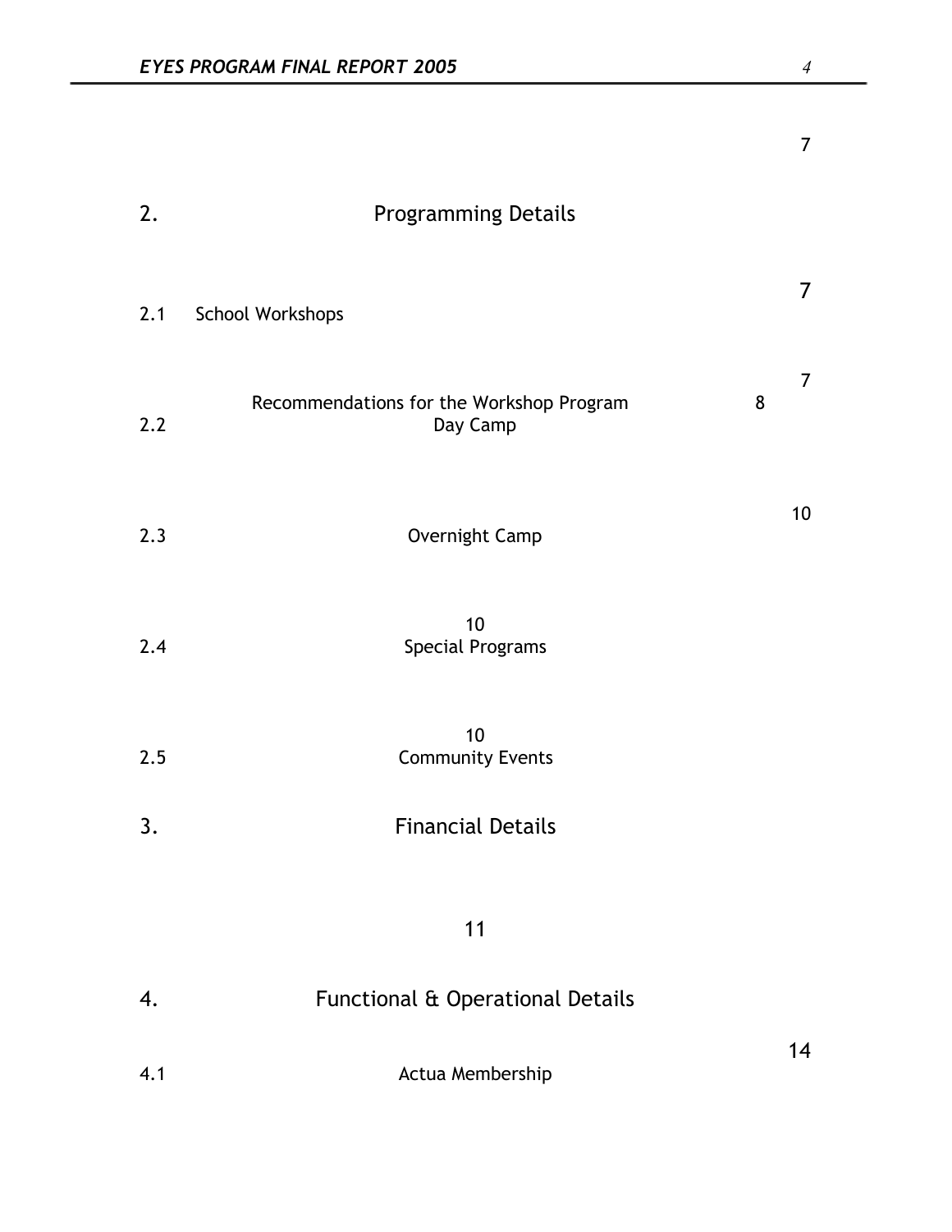7

2. Programming Details

7

2.1 School Workshops

7

Recommendations for the Workshop Program 8

2.2 Day Camp

10

2.3 Overnight Camp

10

2.4 Special Programs

10

2.5 Community Events

3. Financial Details

11

4. Functional & Operational Details

14

4.1 Actua Membership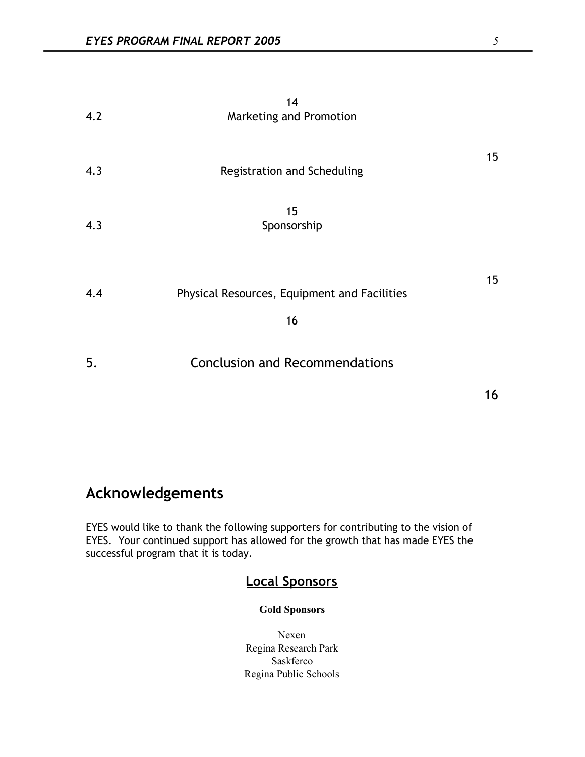| | | |
|---|---|---|
| | 14 | |
| 4.2 | Marketing and Promotion | |
| | | 15 |
| 4.3 | Registration and Scheduling | |
| | 15 | |
| 4.3 | Sponsorship | |
| | | 15 |
| 4.4 | Physical Resources, Equipment and Facilities | |
| | 16 | |
| 5. | Conclusion and Recommendations | |
| | | 16 |

# Acknowledgements

EYES would like to thank the following supporters for contributing to the vision of EYES. Your continued support has allowed for the growth that has made EYES the successful program that it is today.

## Local Sponsors

### Gold Sponsors

Nexen
Regina Research Park
Saskferco
Regina Public Schools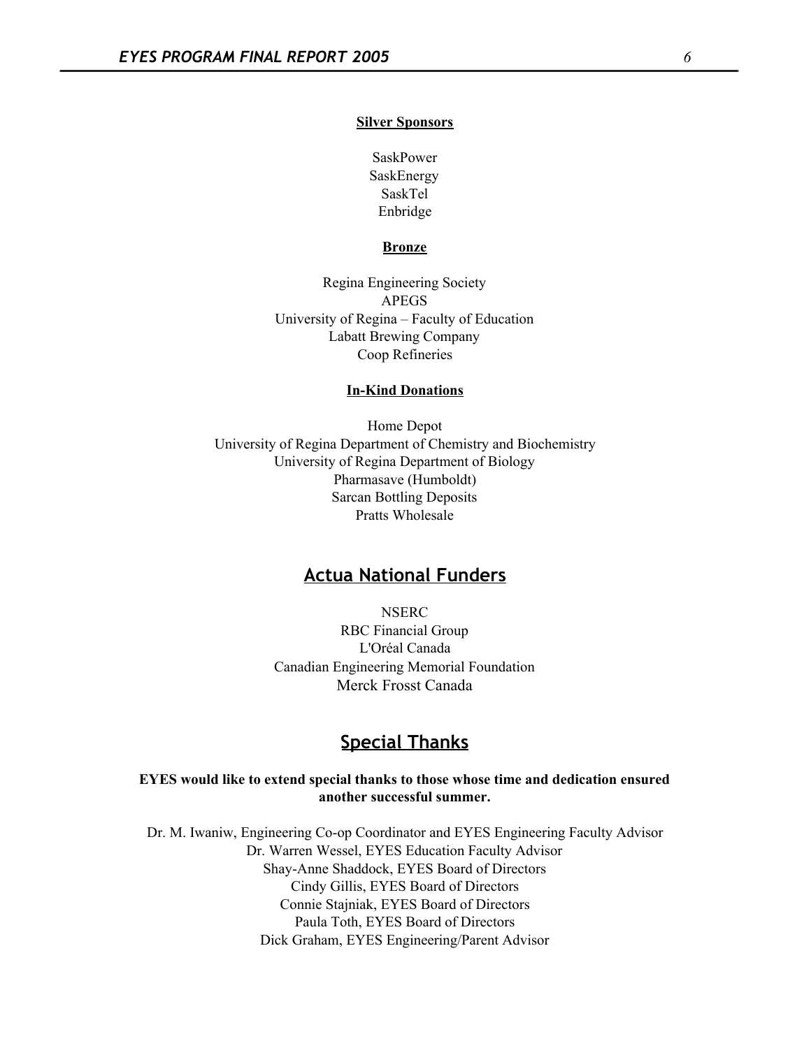### Silver Sponsors

SaskPower
SaskEnergy
SaskTel
Enbridge

### Bronze

Regina Engineering Society
APEGS
University of Regina – Faculty of Education
Labatt Brewing Company
Coop Refineries

### In-Kind Donations

Home Depot
University of Regina Department of Chemistry and Biochemistry
University of Regina Department of Biology
Pharmasave (Humboldt)
Sarcan Bottling Deposits
Pratts Wholesale

## Actua National Funders

NSERC
RBC Financial Group
L'Oréal Canada
Canadian Engineering Memorial Foundation
Merck Frosst Canada

## Special Thanks

**EYES would like to extend special thanks to those whose time and dedication ensured another successful summer.**

Dr. M. Iwaniw, Engineering Co-op Coordinator and EYES Engineering Faculty Advisor
Dr. Warren Wessel, EYES Education Faculty Advisor
Shay-Anne Shaddock, EYES Board of Directors
Cindy Gillis, EYES Board of Directors
Connie Stajniak, EYES Board of Directors
Paula Toth, EYES Board of Directors
Dick Graham, EYES Engineering/Parent Advisor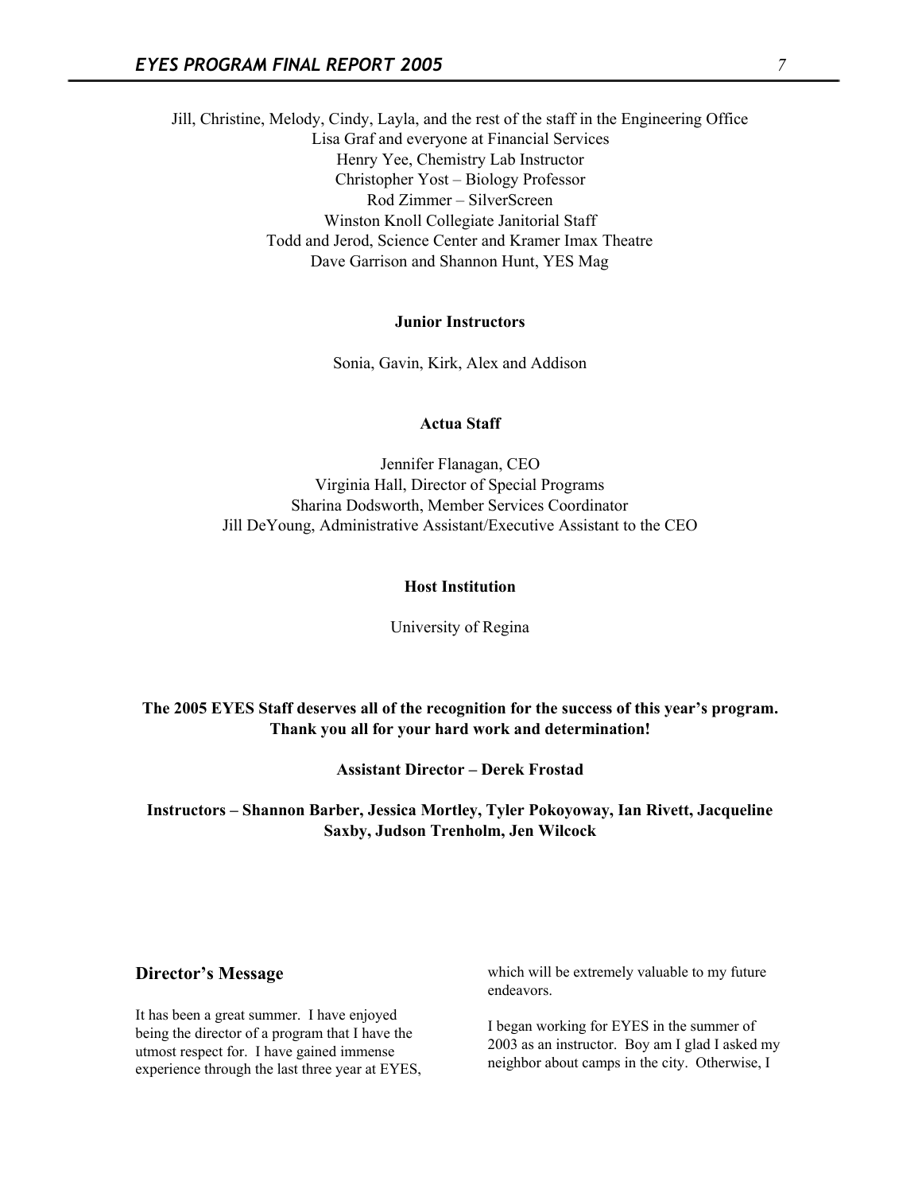Jill, Christine, Melody, Cindy, Layla, and the rest of the staff in the Engineering Office
Lisa Graf and everyone at Financial Services
Henry Yee, Chemistry Lab Instructor
Christopher Yost – Biology Professor
Rod Zimmer – SilverScreen
Winston Knoll Collegiate Janitorial Staff
Todd and Jerod, Science Center and Kramer Imax Theatre
Dave Garrison and Shannon Hunt, YES Mag

**Junior Instructors**

Sonia, Gavin, Kirk, Alex and Addison

**Actua Staff**

Jennifer Flanagan, CEO
Virginia Hall, Director of Special Programs
Sharina Dodsworth, Member Services Coordinator
Jill DeYoung, Administrative Assistant/Executive Assistant to the CEO

**Host Institution**

University of Regina

**The 2005 EYES Staff deserves all of the recognition for the success of this year's program. Thank you all for your hard work and determination!**

**Assistant Director – Derek Frostad**

**Instructors – Shannon Barber, Jessica Mortley, Tyler Pokoyoway, Ian Rivett, Jacqueline Saxby, Judson Trenholm, Jen Wilcock**

## Director's Message

It has been a great summer. I have enjoyed being the director of a program that I have the utmost respect for. I have gained immense experience through the last three year at EYES, which will be extremely valuable to my future endeavors.

I began working for EYES in the summer of 2003 as an instructor. Boy am I glad I asked my neighbor about camps in the city. Otherwise, I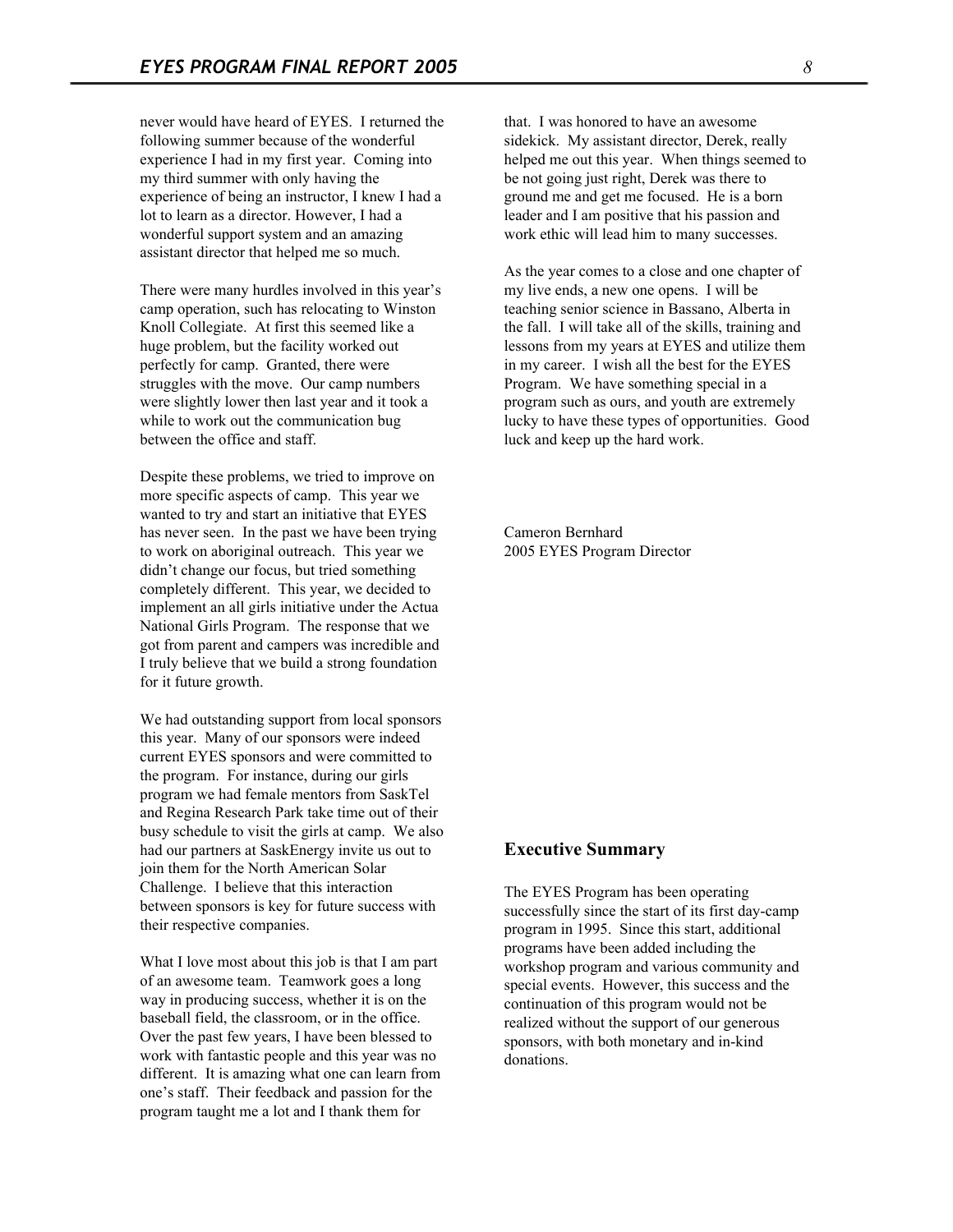never would have heard of EYES. I returned the following summer because of the wonderful experience I had in my first year. Coming into my third summer with only having the experience of being an instructor, I knew I had a lot to learn as a director. However, I had a wonderful support system and an amazing assistant director that helped me so much.

There were many hurdles involved in this year's camp operation, such has relocating to Winston Knoll Collegiate. At first this seemed like a huge problem, but the facility worked out perfectly for camp. Granted, there were struggles with the move. Our camp numbers were slightly lower then last year and it took a while to work out the communication bug between the office and staff.

Despite these problems, we tried to improve on more specific aspects of camp. This year we wanted to try and start an initiative that EYES has never seen. In the past we have been trying to work on aboriginal outreach. This year we didn't change our focus, but tried something completely different. This year, we decided to implement an all girls initiative under the Actua National Girls Program. The response that we got from parent and campers was incredible and I truly believe that we build a strong foundation for it future growth.

We had outstanding support from local sponsors this year. Many of our sponsors were indeed current EYES sponsors and were committed to the program. For instance, during our girls program we had female mentors from SaskTel and Regina Research Park take time out of their busy schedule to visit the girls at camp. We also had our partners at SaskEnergy invite us out to join them for the North American Solar Challenge. I believe that this interaction between sponsors is key for future success with their respective companies.

What I love most about this job is that I am part of an awesome team. Teamwork goes a long way in producing success, whether it is on the baseball field, the classroom, or in the office. Over the past few years, I have been blessed to work with fantastic people and this year was no different. It is amazing what one can learn from one's staff. Their feedback and passion for the program taught me a lot and I thank them for that. I was honored to have an awesome sidekick. My assistant director, Derek, really helped me out this year. When things seemed to be not going just right, Derek was there to ground me and get me focused. He is a born leader and I am positive that his passion and work ethic will lead him to many successes.

As the year comes to a close and one chapter of my live ends, a new one opens. I will be teaching senior science in Bassano, Alberta in the fall. I will take all of the skills, training and lessons from my years at EYES and utilize them in my career. I wish all the best for the EYES Program. We have something special in a program such as ours, and youth are extremely lucky to have these types of opportunities. Good luck and keep up the hard work.

Cameron Bernhard
2005 EYES Program Director

## Executive Summary

The EYES Program has been operating successfully since the start of its first day-camp program in 1995. Since this start, additional programs have been added including the workshop program and various community and special events. However, this success and the continuation of this program would not be realized without the support of our generous sponsors, with both monetary and in-kind donations.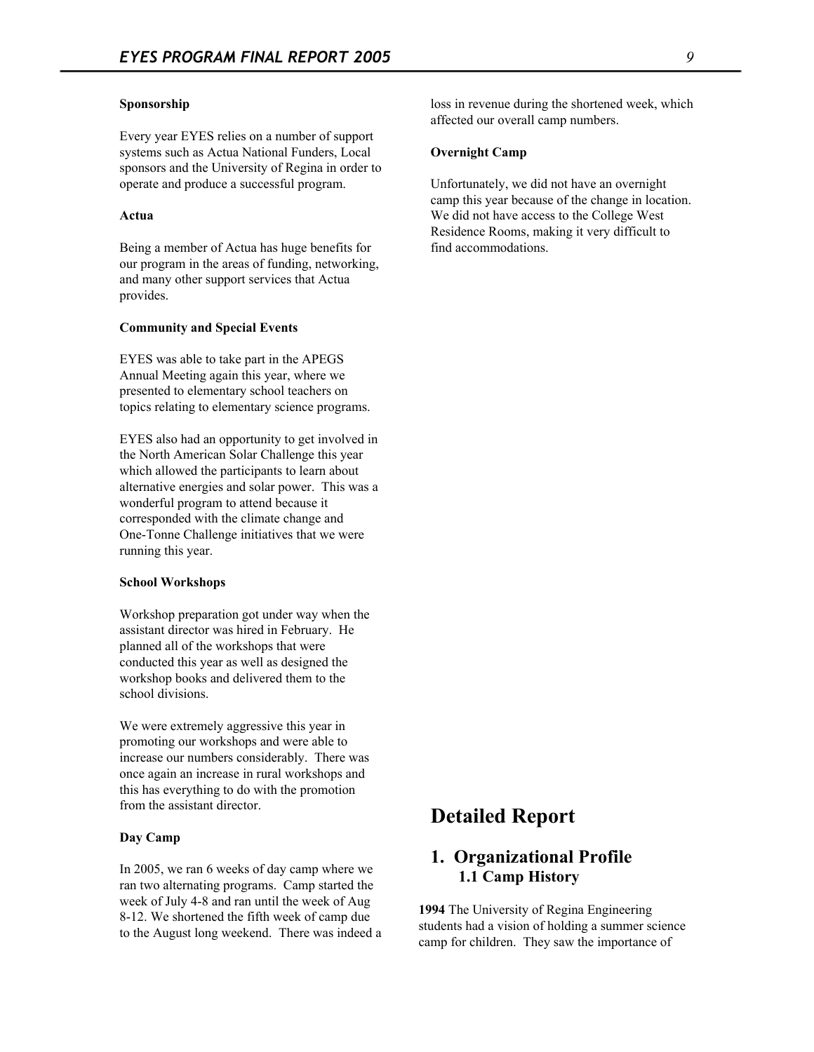**Sponsorship**

Every year EYES relies on a number of support systems such as Actua National Funders, Local sponsors and the University of Regina in order to operate and produce a successful program.

**Actua**

Being a member of Actua has huge benefits for our program in the areas of funding, networking, and many other support services that Actua provides.

**Community and Special Events**

EYES was able to take part in the APEGS Annual Meeting again this year, where we presented to elementary school teachers on topics relating to elementary science programs.

EYES also had an opportunity to get involved in the North American Solar Challenge this year which allowed the participants to learn about alternative energies and solar power. This was a wonderful program to attend because it corresponded with the climate change and One-Tonne Challenge initiatives that we were running this year.

**School Workshops**

Workshop preparation got under way when the assistant director was hired in February. He planned all of the workshops that were conducted this year as well as designed the workshop books and delivered them to the school divisions.

We were extremely aggressive this year in promoting our workshops and were able to increase our numbers considerably. There was once again an increase in rural workshops and this has everything to do with the promotion from the assistant director.

**Day Camp**

In 2005, we ran 6 weeks of day camp where we ran two alternating programs. Camp started the week of July 4-8 and ran until the week of Aug 8-12. We shortened the fifth week of camp due to the August long weekend. There was indeed a loss in revenue during the shortened week, which affected our overall camp numbers.

**Overnight Camp**

Unfortunately, we did not have an overnight camp this year because of the change in location. We did not have access to the College West Residence Rooms, making it very difficult to find accommodations.

# Detailed Report

## 1. Organizational Profile

### 1.1 Camp History

**1994** The University of Regina Engineering students had a vision of holding a summer science camp for children. They saw the importance of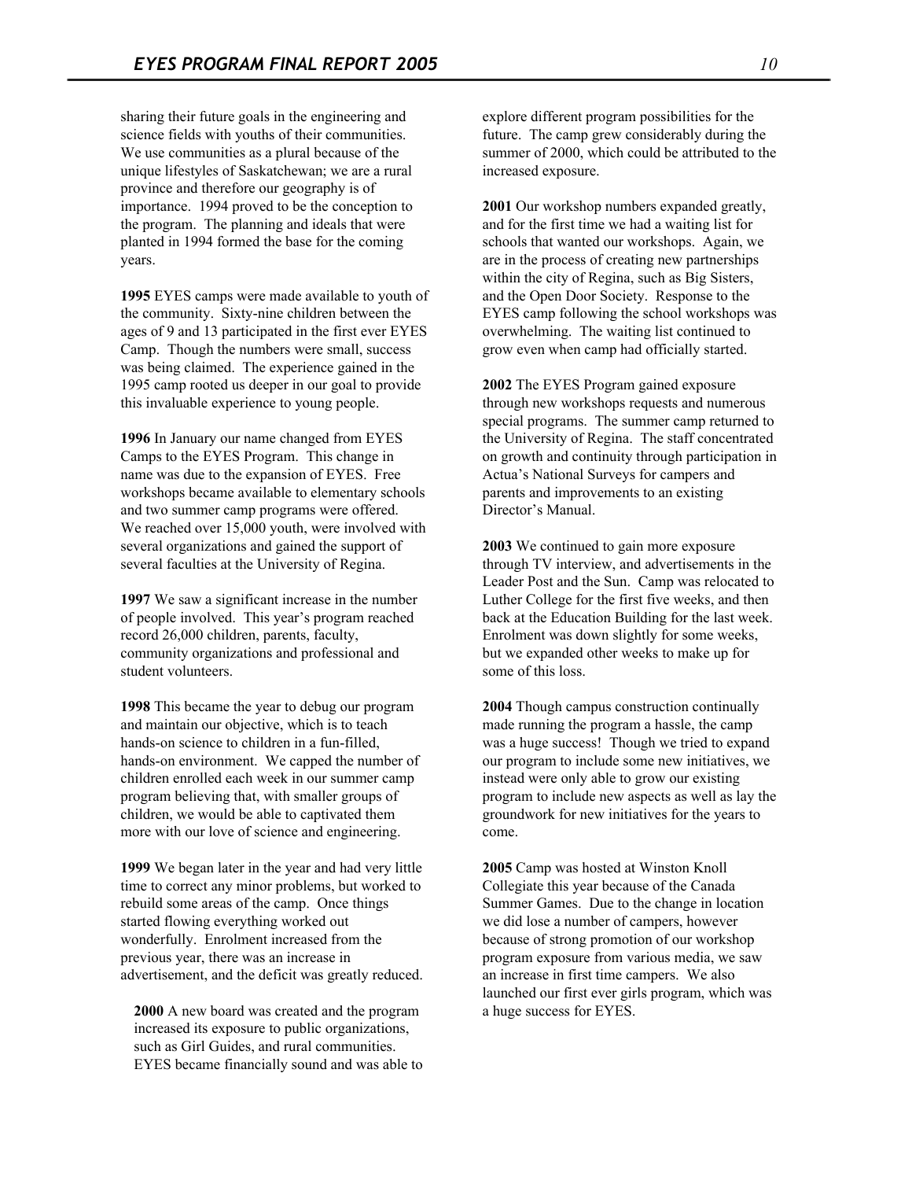sharing their future goals in the engineering and science fields with youths of their communities. We use communities as a plural because of the unique lifestyles of Saskatchewan; we are a rural province and therefore our geography is of importance. 1994 proved to be the conception to the program. The planning and ideals that were planted in 1994 formed the base for the coming years.

**1995** EYES camps were made available to youth of the community. Sixty-nine children between the ages of 9 and 13 participated in the first ever EYES Camp. Though the numbers were small, success was being claimed. The experience gained in the 1995 camp rooted us deeper in our goal to provide this invaluable experience to young people.

**1996** In January our name changed from EYES Camps to the EYES Program. This change in name was due to the expansion of EYES. Free workshops became available to elementary schools and two summer camp programs were offered. We reached over 15,000 youth, were involved with several organizations and gained the support of several faculties at the University of Regina.

**1997** We saw a significant increase in the number of people involved. This year's program reached record 26,000 children, parents, faculty, community organizations and professional and student volunteers.

**1998** This became the year to debug our program and maintain our objective, which is to teach hands-on science to children in a fun-filled, hands-on environment. We capped the number of children enrolled each week in our summer camp program believing that, with smaller groups of children, we would be able to captivated them more with our love of science and engineering.

**1999** We began later in the year and had very little time to correct any minor problems, but worked to rebuild some areas of the camp. Once things started flowing everything worked out wonderfully. Enrolment increased from the previous year, there was an increase in advertisement, and the deficit was greatly reduced.

**2000** A new board was created and the program increased its exposure to public organizations, such as Girl Guides, and rural communities. EYES became financially sound and was able to explore different program possibilities for the future. The camp grew considerably during the summer of 2000, which could be attributed to the increased exposure.

**2001** Our workshop numbers expanded greatly, and for the first time we had a waiting list for schools that wanted our workshops. Again, we are in the process of creating new partnerships within the city of Regina, such as Big Sisters, and the Open Door Society. Response to the EYES camp following the school workshops was overwhelming. The waiting list continued to grow even when camp had officially started.

**2002** The EYES Program gained exposure through new workshops requests and numerous special programs. The summer camp returned to the University of Regina. The staff concentrated on growth and continuity through participation in Actua's National Surveys for campers and parents and improvements to an existing Director's Manual.

**2003** We continued to gain more exposure through TV interview, and advertisements in the Leader Post and the Sun. Camp was relocated to Luther College for the first five weeks, and then back at the Education Building for the last week. Enrolment was down slightly for some weeks, but we expanded other weeks to make up for some of this loss.

**2004** Though campus construction continually made running the program a hassle, the camp was a huge success! Though we tried to expand our program to include some new initiatives, we instead were only able to grow our existing program to include new aspects as well as lay the groundwork for new initiatives for the years to come.

**2005** Camp was hosted at Winston Knoll Collegiate this year because of the Canada Summer Games. Due to the change in location we did lose a number of campers, however because of strong promotion of our workshop program exposure from various media, we saw an increase in first time campers. We also launched our first ever girls program, which was a huge success for EYES.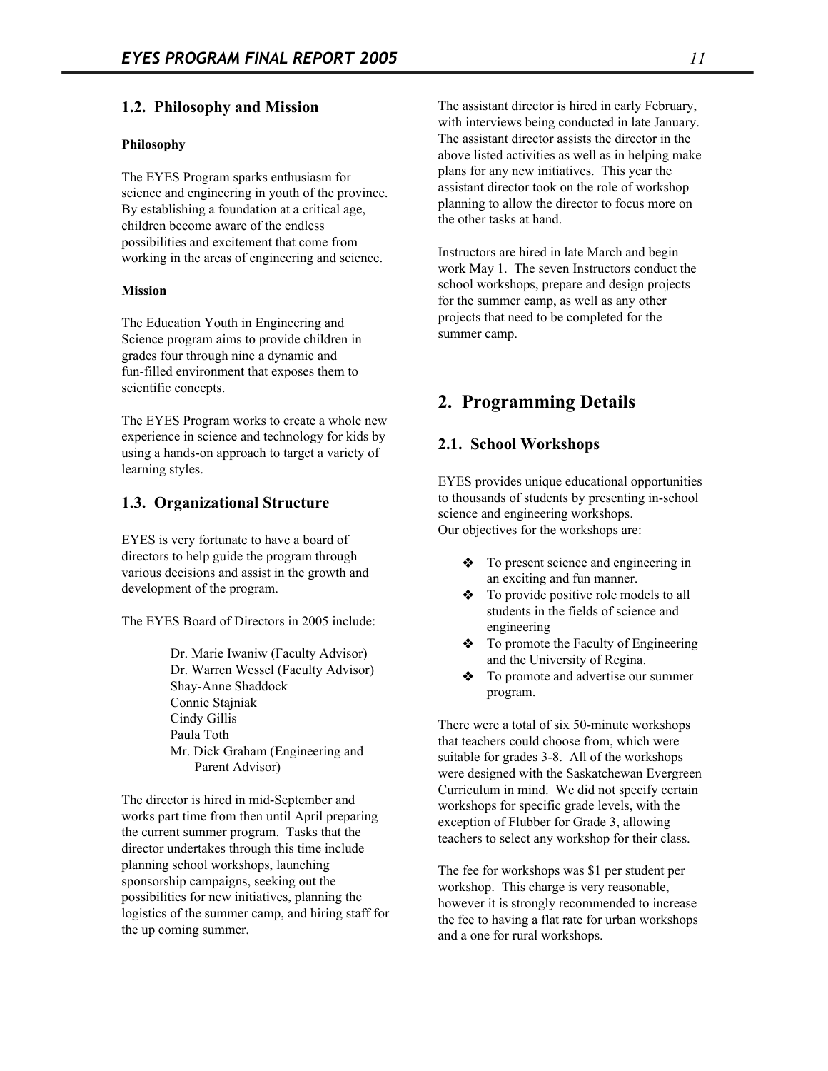## 1.2. Philosophy and Mission

**Philosophy**

The EYES Program sparks enthusiasm for science and engineering in youth of the province. By establishing a foundation at a critical age, children become aware of the endless possibilities and excitement that come from working in the areas of engineering and science.

**Mission**

The Education Youth in Engineering and Science program aims to provide children in grades four through nine a dynamic and fun-filled environment that exposes them to scientific concepts.

The EYES Program works to create a whole new experience in science and technology for kids by using a hands-on approach to target a variety of learning styles.

## 1.3. Organizational Structure

EYES is very fortunate to have a board of directors to help guide the program through various decisions and assist in the growth and development of the program.

The EYES Board of Directors in 2005 include:

Dr. Marie Iwaniw (Faculty Advisor)
Dr. Warren Wessel (Faculty Advisor)
Shay-Anne Shaddock
Connie Stajniak
Cindy Gillis
Paula Toth
Mr. Dick Graham (Engineering and Parent Advisor)

The director is hired in mid-September and works part time from then until April preparing the current summer program. Tasks that the director undertakes through this time include planning school workshops, launching sponsorship campaigns, seeking out the possibilities for new initiatives, planning the logistics of the summer camp, and hiring staff for the up coming summer.

The assistant director is hired in early February, with interviews being conducted in late January. The assistant director assists the director in the above listed activities as well as in helping make plans for any new initiatives. This year the assistant director took on the role of workshop planning to allow the director to focus more on the other tasks at hand.

Instructors are hired in late March and begin work May 1. The seven Instructors conduct the school workshops, prepare and design projects for the summer camp, as well as any other projects that need to be completed for the summer camp.

# 2. Programming Details

## 2.1. School Workshops

EYES provides unique educational opportunities to thousands of students by presenting in-school science and engineering workshops.
Our objectives for the workshops are:

- To present science and engineering in an exciting and fun manner.
- To provide positive role models to all students in the fields of science and engineering
- To promote the Faculty of Engineering and the University of Regina.
- To promote and advertise our summer program.

There were a total of six 50-minute workshops that teachers could choose from, which were suitable for grades 3-8. All of the workshops were designed with the Saskatchewan Evergreen Curriculum in mind. We did not specify certain workshops for specific grade levels, with the exception of Flubber for Grade 3, allowing teachers to select any workshop for their class.

The fee for workshops was $1 per student per workshop. This charge is very reasonable, however it is strongly recommended to increase the fee to having a flat rate for urban workshops and a one for rural workshops.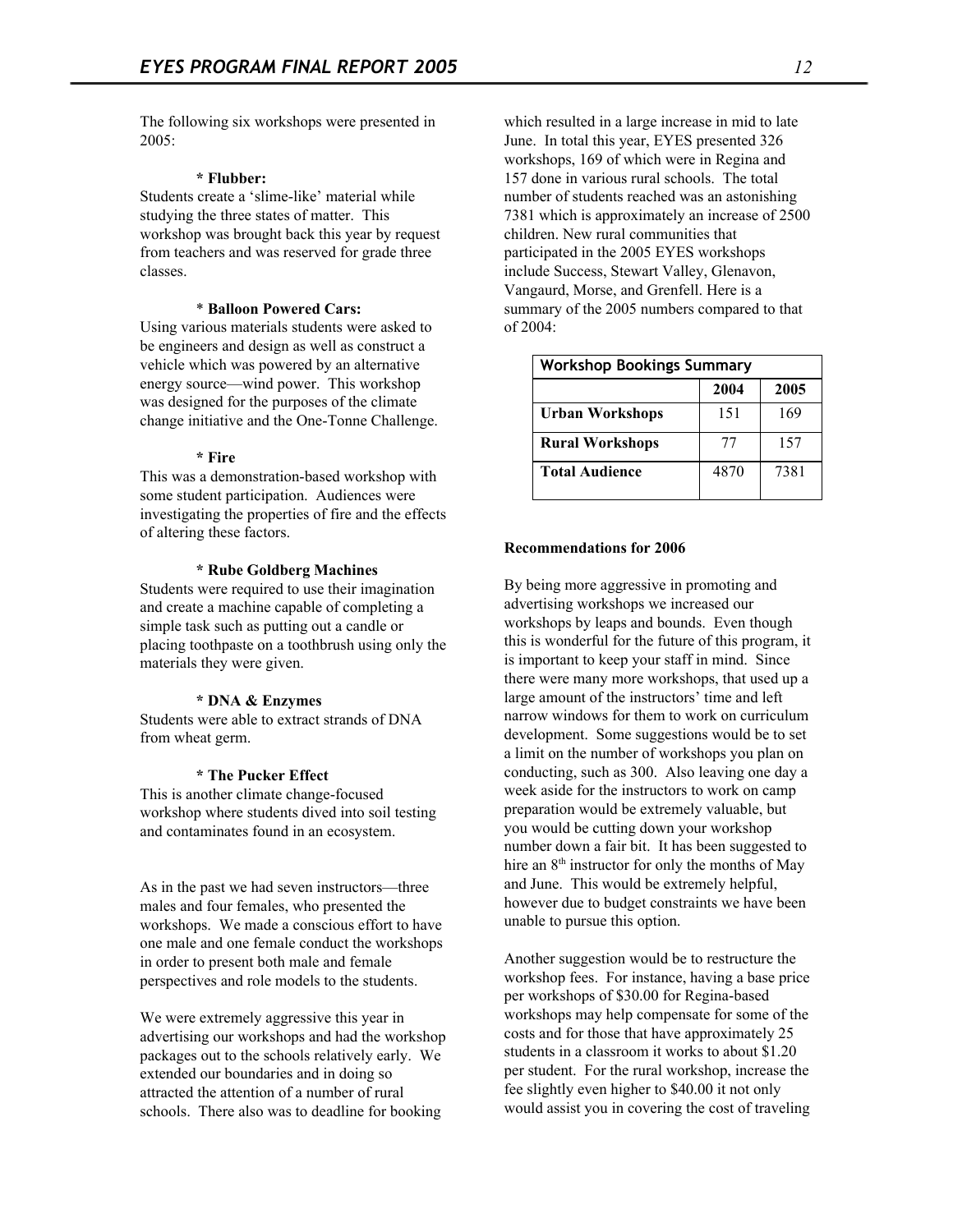The following six workshops were presented in 2005:

**\* Flubber:**

Students create a 'slime-like' material while studying the three states of matter. This workshop was brought back this year by request from teachers and was reserved for grade three classes.

\* **Balloon Powered Cars:**

Using various materials students were asked to be engineers and design as well as construct a vehicle which was powered by an alternative energy source—wind power. This workshop was designed for the purposes of the climate change initiative and the One-Tonne Challenge.

**\* Fire**

This was a demonstration-based workshop with some student participation. Audiences were investigating the properties of fire and the effects of altering these factors.

**\* Rube Goldberg Machines**

Students were required to use their imagination and create a machine capable of completing a simple task such as putting out a candle or placing toothpaste on a toothbrush using only the materials they were given.

**\* DNA & Enzymes**

Students were able to extract strands of DNA from wheat germ.

**\* The Pucker Effect**

This is another climate change-focused workshop where students dived into soil testing and contaminates found in an ecosystem.

As in the past we had seven instructors—three males and four females, who presented the workshops. We made a conscious effort to have one male and one female conduct the workshops in order to present both male and female perspectives and role models to the students.

We were extremely aggressive this year in advertising our workshops and had the workshop packages out to the schools relatively early. We extended our boundaries and in doing so attracted the attention of a number of rural schools. There also was to deadline for booking which resulted in a large increase in mid to late June. In total this year, EYES presented 326 workshops, 169 of which were in Regina and 157 done in various rural schools. The total number of students reached was an astonishing 7381 which is approximately an increase of 2500 children. New rural communities that participated in the 2005 EYES workshops include Success, Stewart Valley, Glenavon, Vangaurd, Morse, and Grenfell. Here is a summary of the 2005 numbers compared to that of 2004:

| Workshop Bookings Summary | | |
|---|---|---|
| | 2004 | 2005 |
| **Urban Workshops** | 151 | 169 |
| **Rural Workshops** | 77 | 157 |
| **Total Audience** | 4870 | 7381 |

**Recommendations for 2006**

By being more aggressive in promoting and advertising workshops we increased our workshops by leaps and bounds. Even though this is wonderful for the future of this program, it is important to keep your staff in mind. Since there were many more workshops, that used up a large amount of the instructors' time and left narrow windows for them to work on curriculum development. Some suggestions would be to set a limit on the number of workshops you plan on conducting, such as 300. Also leaving one day a week aside for the instructors to work on camp preparation would be extremely valuable, but you would be cutting down your workshop number down a fair bit. It has been suggested to hire an 8th instructor for only the months of May and June. This would be extremely helpful, however due to budget constraints we have been unable to pursue this option.

Another suggestion would be to restructure the workshop fees. For instance, having a base price per workshops of $30.00 for Regina-based workshops may help compensate for some of the costs and for those that have approximately 25 students in a classroom it works to about $1.20 per student. For the rural workshop, increase the fee slightly even higher to $40.00 it not only would assist you in covering the cost of traveling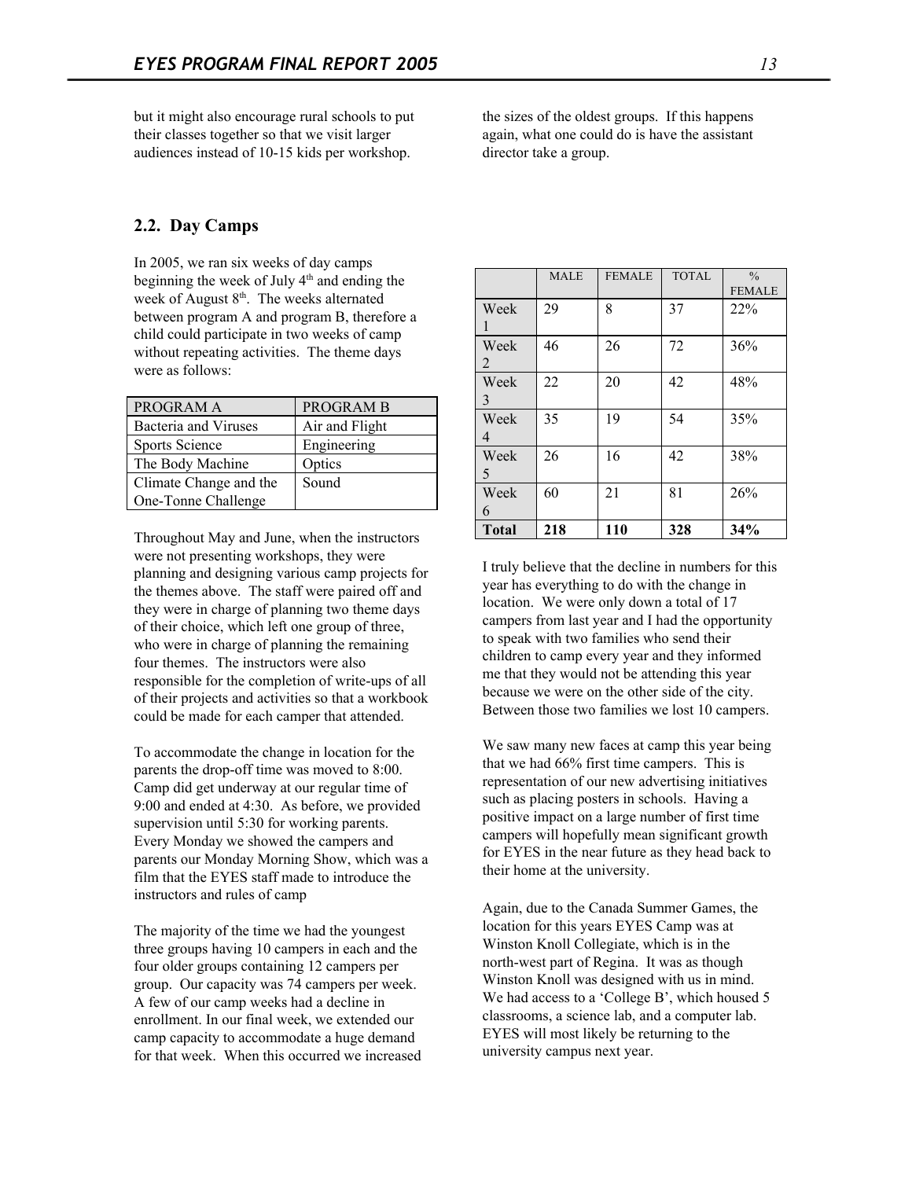but it might also encourage rural schools to put their classes together so that we visit larger audiences instead of 10-15 kids per workshop.

the sizes of the oldest groups. If this happens again, what one could do is have the assistant director take a group.

## 2.2. Day Camps

In 2005, we ran six weeks of day camps beginning the week of July 4th and ending the week of August 8th. The weeks alternated between program A and program B, therefore a child could participate in two weeks of camp without repeating activities. The theme days were as follows:

| PROGRAM A | PROGRAM B |
|---|---|
| Bacteria and Viruses | Air and Flight |
| Sports Science | Engineering |
| The Body Machine | Optics |
| Climate Change and the One-Tonne Challenge | Sound |

Throughout May and June, when the instructors were not presenting workshops, they were planning and designing various camp projects for the themes above. The staff were paired off and they were in charge of planning two theme days of their choice, which left one group of three, who were in charge of planning the remaining four themes. The instructors were also responsible for the completion of write-ups of all of their projects and activities so that a workbook could be made for each camper that attended.

To accommodate the change in location for the parents the drop-off time was moved to 8:00. Camp did get underway at our regular time of 9:00 and ended at 4:30. As before, we provided supervision until 5:30 for working parents. Every Monday we showed the campers and parents our Monday Morning Show, which was a film that the EYES staff made to introduce the instructors and rules of camp

The majority of the time we had the youngest three groups having 10 campers in each and the four older groups containing 12 campers per group. Our capacity was 74 campers per week. A few of our camp weeks had a decline in enrollment. In our final week, we extended our camp capacity to accommodate a huge demand for that week. When this occurred we increased

| | MALE | FEMALE | TOTAL | % FEMALE |
|---|---|---|---|---|
| Week 1 | 29 | 8 | 37 | 22% |
| Week 2 | 46 | 26 | 72 | 36% |
| Week 3 | 22 | 20 | 42 | 48% |
| Week 4 | 35 | 19 | 54 | 35% |
| Week 5 | 26 | 16 | 42 | 38% |
| Week 6 | 60 | 21 | 81 | 26% |
| **Total** | **218** | **110** | **328** | **34%** |

I truly believe that the decline in numbers for this year has everything to do with the change in location. We were only down a total of 17 campers from last year and I had the opportunity to speak with two families who send their children to camp every year and they informed me that they would not be attending this year because we were on the other side of the city. Between those two families we lost 10 campers.

We saw many new faces at camp this year being that we had 66% first time campers. This is representation of our new advertising initiatives such as placing posters in schools. Having a positive impact on a large number of first time campers will hopefully mean significant growth for EYES in the near future as they head back to their home at the university.

Again, due to the Canada Summer Games, the location for this years EYES Camp was at Winston Knoll Collegiate, which is in the north-west part of Regina. It was as though Winston Knoll was designed with us in mind. We had access to a 'College B', which housed 5 classrooms, a science lab, and a computer lab. EYES will most likely be returning to the university campus next year.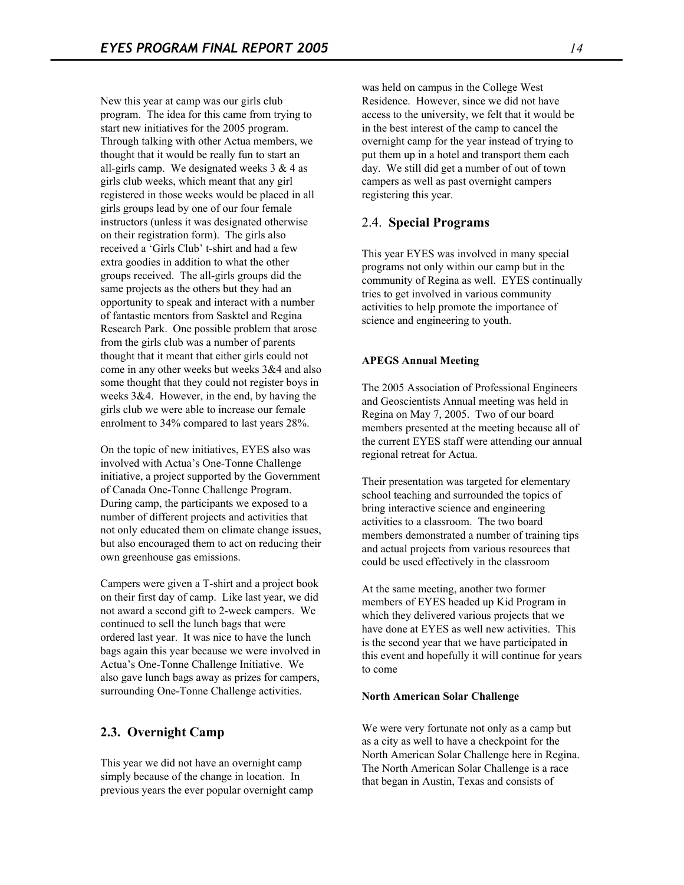New this year at camp was our girls club program. The idea for this came from trying to start new initiatives for the 2005 program. Through talking with other Actua members, we thought that it would be really fun to start an all-girls camp. We designated weeks 3 & 4 as girls club weeks, which meant that any girl registered in those weeks would be placed in all girls groups lead by one of our four female instructors (unless it was designated otherwise on their registration form). The girls also received a 'Girls Club' t-shirt and had a few extra goodies in addition to what the other groups received. The all-girls groups did the same projects as the others but they had an opportunity to speak and interact with a number of fantastic mentors from Sasktel and Regina Research Park. One possible problem that arose from the girls club was a number of parents thought that it meant that either girls could not come in any other weeks but weeks 3&4 and also some thought that they could not register boys in weeks 3&4. However, in the end, by having the girls club we were able to increase our female enrolment to 34% compared to last years 28%.

On the topic of new initiatives, EYES also was involved with Actua's One-Tonne Challenge initiative, a project supported by the Government of Canada One-Tonne Challenge Program. During camp, the participants we exposed to a number of different projects and activities that not only educated them on climate change issues, but also encouraged them to act on reducing their own greenhouse gas emissions.

Campers were given a T-shirt and a project book on their first day of camp. Like last year, we did not award a second gift to 2-week campers. We continued to sell the lunch bags that were ordered last year. It was nice to have the lunch bags again this year because we were involved in Actua's One-Tonne Challenge Initiative. We also gave lunch bags away as prizes for campers, surrounding One-Tonne Challenge activities.

## 2.3. Overnight Camp

This year we did not have an overnight camp simply because of the change in location. In previous years the ever popular overnight camp was held on campus in the College West Residence. However, since we did not have access to the university, we felt that it would be in the best interest of the camp to cancel the overnight camp for the year instead of trying to put them up in a hotel and transport them each day. We still did get a number of out of town campers as well as past overnight campers registering this year.

## 2.4. Special Programs

This year EYES was involved in many special programs not only within our camp but in the community of Regina as well. EYES continually tries to get involved in various community activities to help promote the importance of science and engineering to youth.

#### APEGS Annual Meeting

The 2005 Association of Professional Engineers and Geoscientists Annual meeting was held in Regina on May 7, 2005. Two of our board members presented at the meeting because all of the current EYES staff were attending our annual regional retreat for Actua.

Their presentation was targeted for elementary school teaching and surrounded the topics of bring interactive science and engineering activities to a classroom. The two board members demonstrated a number of training tips and actual projects from various resources that could be used effectively in the classroom

At the same meeting, another two former members of EYES headed up Kid Program in which they delivered various projects that we have done at EYES as well new activities. This is the second year that we have participated in this event and hopefully it will continue for years to come

#### North American Solar Challenge

We were very fortunate not only as a camp but as a city as well to have a checkpoint for the North American Solar Challenge here in Regina. The North American Solar Challenge is a race that began in Austin, Texas and consists of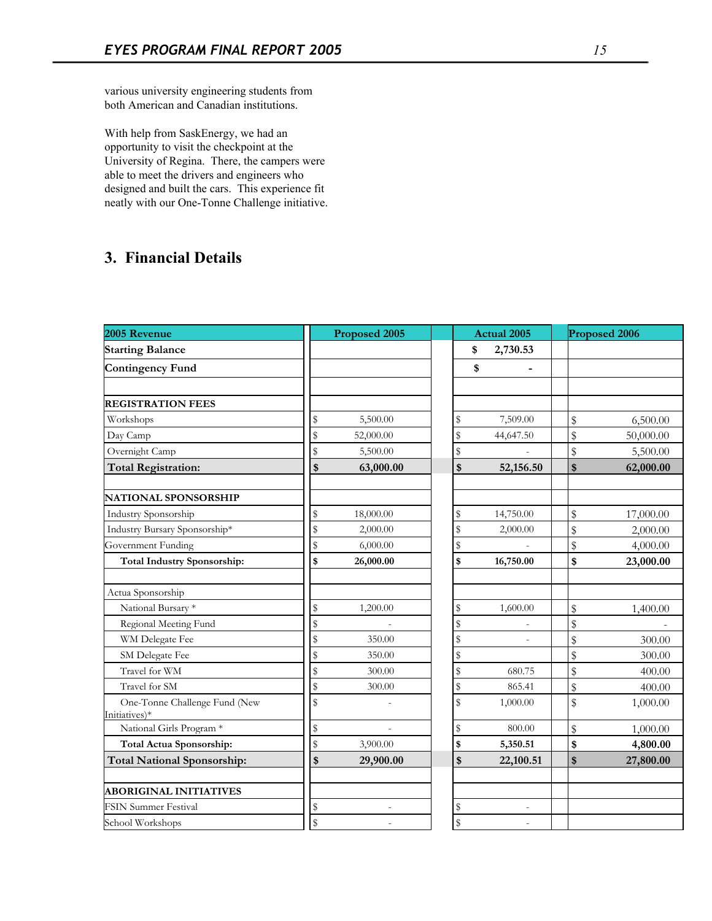various university engineering students from both American and Canadian institutions.

With help from SaskEnergy, we had an opportunity to visit the checkpoint at the University of Regina. There, the campers were able to meet the drivers and engineers who designed and built the cars. This experience fit neatly with our One-Tonne Challenge initiative.

## 3. Financial Details

| 2005 Revenue | Proposed 2005 | Actual 2005 | Proposed 2006 |
|---|---|---|---|
| **Starting Balance** | | **$ 2,730.53** | |
| **Contingency Fund** | | **$ -** | |
| | | | |
| **REGISTRATION FEES** | | | |
| Workshops | $ 5,500.00 | $ 7,509.00 | $ 6,500.00 |
| Day Camp | $ 52,000.00 | $ 44,647.50 | $ 50,000.00 |
| Overnight Camp | $ 5,500.00 | $ - | $ 5,500.00 |
| **Total Registration:** | **$ 63,000.00** | **$ 52,156.50** | **$ 62,000.00** |
| | | | |
| **NATIONAL SPONSORSHIP** | | | |
| Industry Sponsorship | $ 18,000.00 | $ 14,750.00 | $ 17,000.00 |
| Industry Bursary Sponsorship* | $ 2,000.00 | $ 2,000.00 | $ 2,000.00 |
| Government Funding | $ 6,000.00 | $ - | $ 4,000.00 |
| **Total Industry Sponsorship:** | **$ 26,000.00** | **$ 16,750.00** | **$ 23,000.00** |
| | | | |
| Actua Sponsorship | | | |
| National Bursary * | $ 1,200.00 | $ 1,600.00 | $ 1,400.00 |
| Regional Meeting Fund | $ - | $ - | $ - |
| WM Delegate Fee | $ 350.00 | $ - | $ 300.00 |
| SM Delegate Fee | $ 350.00 | $ | $ 300.00 |
| Travel for WM | $ 300.00 | $ 680.75 | $ 400.00 |
| Travel for SM | $ 300.00 | $ 865.41 | $ 400.00 |
| One-Tonne Challenge Fund (New Initiatives)* | $ - | $ 1,000.00 | $ 1,000.00 |
| National Girls Program * | $ - | $ 800.00 | $ 1,000.00 |
| **Total Actua Sponsorship:** | $ 3,900.00 | **$ 5,350.51** | **$ 4,800.00** |
| **Total National Sponsorship:** | **$ 29,900.00** | **$ 22,100.51** | **$ 27,800.00** |
| | | | |
| **ABORIGINAL INITIATIVES** | | | |
| FSIN Summer Festival | $ - | $ - | |
| School Workshops | $ - | $ - | |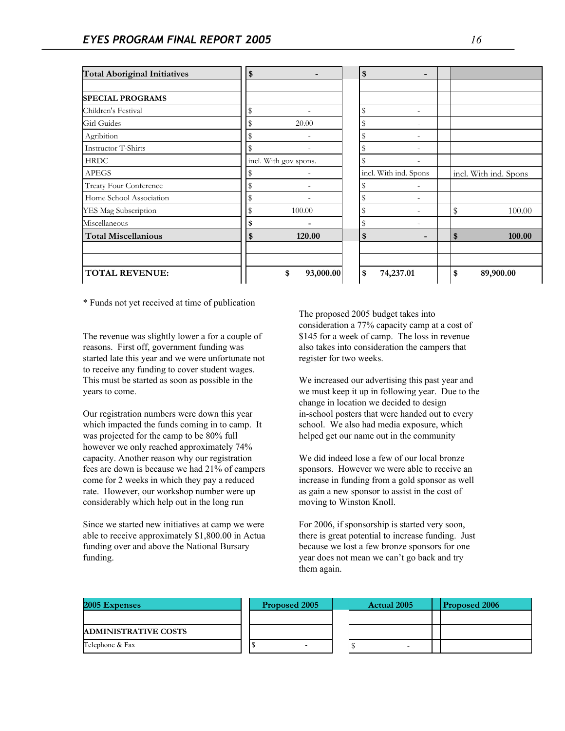| Total Aboriginal Initiatives | $ - | $ - | |
|---|---|---|---|
| | | | |
| **SPECIAL PROGRAMS** | | | |
| Children's Festival | $ - | $ - | |
| Girl Guides | $ 20.00 | $ - | |
| Agribition | $ - | $ - | |
| Instructor T-Shirts | $ - | $ - | |
| HRDC | incl. With gov spons. | $ - | |
| APEGS | $ - | incl. With ind. Spons | incl. With ind. Spons |
| Treaty Four Conference | $ - | $ - | |
| Home School Association | $ - | $ - | |
| YES Mag Subscription | $ 100.00 | $ - | $ 100.00 |
| Miscellaneous | $ - | $ - | |
| **Total Miscellanious** | **$ 120.00** | **$ -** | **$ 100.00** |
| | | | |
| | | | |
| **TOTAL REVENUE:** | **$ 93,000.00** | **$ 74,237.01** | **$ 89,900.00** |

\* Funds not yet received at time of publication

The revenue was slightly lower a for a couple of reasons. First off, government funding was started late this year and we were unfortunate not to receive any funding to cover student wages. This must be started as soon as possible in the years to come.

Our registration numbers were down this year which impacted the funds coming in to camp. It was projected for the camp to be 80% full however we only reached approximately 74% capacity. Another reason why our registration fees are down is because we had 21% of campers come for 2 weeks in which they pay a reduced rate. However, our workshop number were up considerably which help out in the long run

Since we started new initiatives at camp we were able to receive approximately $1,800.00 in Actua funding over and above the National Bursary funding.

The proposed 2005 budget takes into consideration a 77% capacity camp at a cost of $145 for a week of camp. The loss in revenue also takes into consideration the campers that register for two weeks.

We increased our advertising this past year and we must keep it up in following year. Due to the change in location we decided to design in-school posters that were handed out to every school. We also had media exposure, which helped get our name out in the community

We did indeed lose a few of our local bronze sponsors. However we were able to receive an increase in funding from a gold sponsor as well as gain a new sponsor to assist in the cost of moving to Winston Knoll.

For 2006, if sponsorship is started very soon, there is great potential to increase funding. Just because we lost a few bronze sponsors for one year does not mean we can't go back and try them again.

| 2005 Expenses | Proposed 2005 | Actual 2005 | Proposed 2006 |
|---|---|---|---|
| | | | |
| **ADMINISTRATIVE COSTS** | | | |
| Telephone & Fax | $ - | $ - | |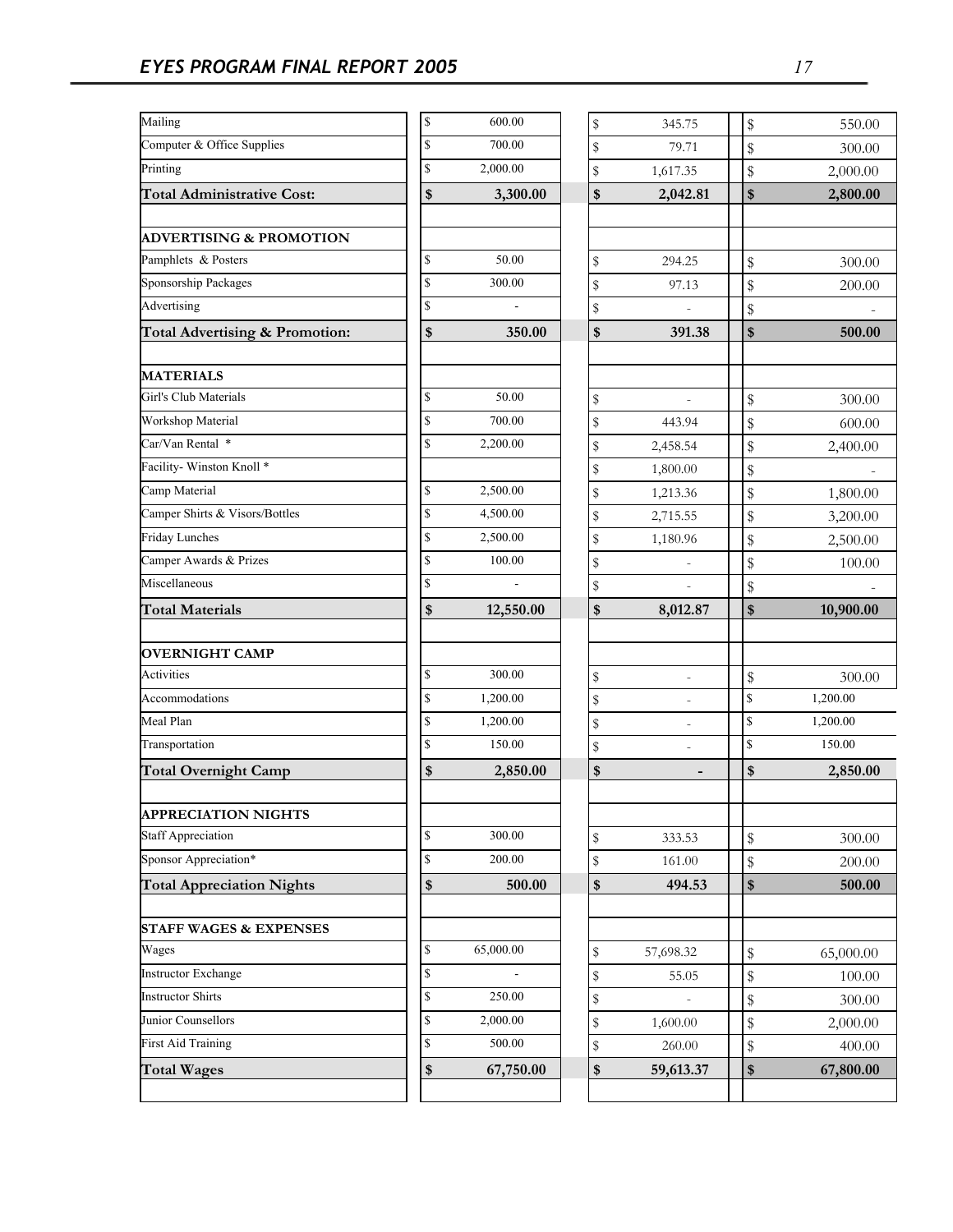| | | | |
|---|---|---|---|
| Mailing | $ 600.00 | $ 345.75 | $ 550.00 |
| Computer & Office Supplies | $ 700.00 | $ 79.71 | $ 300.00 |
| Printing | $ 2,000.00 | $ 1,617.35 | $ 2,000.00 |
| **Total Administrative Cost:** | **$ 3,300.00** | **$ 2,042.81** | **$ 2,800.00** |
| | | | |
| **ADVERTISING & PROMOTION** | | | |
| Pamphlets & Posters | $ 50.00 | $ 294.25 | $ 300.00 |
| Sponsorship Packages | $ 300.00 | $ 97.13 | $ 200.00 |
| Advertising | $ - | $ - | $ - |
| **Total Advertising & Promotion:** | **$ 350.00** | **$ 391.38** | **$ 500.00** |
| | | | |
| **MATERIALS** | | | |
| Girl's Club Materials | $ 50.00 | $ - | $ 300.00 |
| Workshop Material | $ 700.00 | $ 443.94 | $ 600.00 |
| Car/Van Rental * | $ 2,200.00 | $ 2,458.54 | $ 2,400.00 |
| Facility- Winston Knoll * | | $ 1,800.00 | $ - |
| Camp Material | $ 2,500.00 | $ 1,213.36 | $ 1,800.00 |
| Camper Shirts & Visors/Bottles | $ 4,500.00 | $ 2,715.55 | $ 3,200.00 |
| Friday Lunches | $ 2,500.00 | $ 1,180.96 | $ 2,500.00 |
| Camper Awards & Prizes | $ 100.00 | $ - | $ 100.00 |
| Miscellaneous | $ - | $ - | $ - |
| **Total Materials** | **$ 12,550.00** | **$ 8,012.87** | **$ 10,900.00** |
| | | | |
| **OVERNIGHT CAMP** | | | |
| Activities | $ 300.00 | $ - | $ 300.00 |
| Accommodations | $ 1,200.00 | $ - | $ 1,200.00 |
| Meal Plan | $ 1,200.00 | $ - | $ 1,200.00 |
| Transportation | $ 150.00 | $ - | $ 150.00 |
| **Total Overnight Camp** | **$ 2,850.00** | **$ -** | **$ 2,850.00** |
| | | | |
| **APPRECIATION NIGHTS** | | | |
| Staff Appreciation | $ 300.00 | $ 333.53 | $ 300.00 |
| Sponsor Appreciation* | $ 200.00 | $ 161.00 | $ 200.00 |
| **Total Appreciation Nights** | **$ 500.00** | **$ 494.53** | **$ 500.00** |
| | | | |
| **STAFF WAGES & EXPENSES** | | | |
| Wages | $ 65,000.00 | $ 57,698.32 | $ 65,000.00 |
| Instructor Exchange | $ - | $ 55.05 | $ 100.00 |
| Instructor Shirts | $ 250.00 | $ - | $ 300.00 |
| Junior Counsellors | $ 2,000.00 | $ 1,600.00 | $ 2,000.00 |
| First Aid Training | $ 500.00 | $ 260.00 | $ 400.00 |
| **Total Wages** | **$ 67,750.00** | **$ 59,613.37** | **$ 67,800.00** |
| | | | |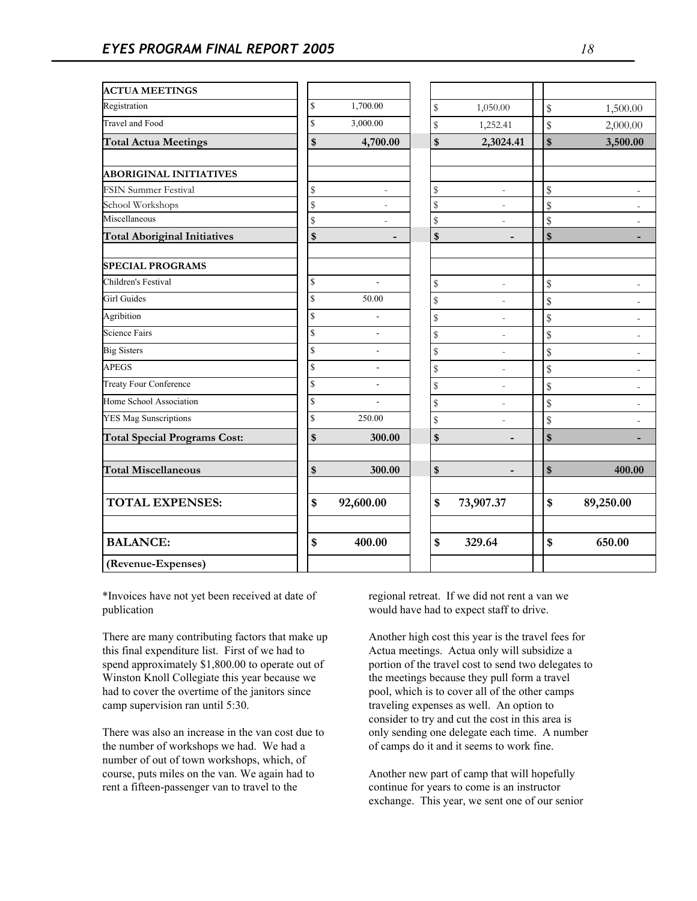| ACTUA MEETINGS | | | |
|---|---|---|---|
| Registration | $ 1,700.00 | $ 1,050.00 | $ 1,500.00 |
| Travel and Food | $ 3,000.00 | $ 1,252.41 | $ 2,000.00 |
| **Total Actua Meetings** | **$ 4,700.00** | **$ 2,3024.41** | **$ 3,500.00** |
| | | | |
| **ABORIGINAL INITIATIVES** | | | |
| FSIN Summer Festival | $ - | $ - | $ - |
| School Workshops | $ - | $ - | $ - |
| Miscellaneous | $ - | $ - | $ - |
| **Total Aboriginal Initiatives** | **$ -** | **$ -** | **$ -** |
| | | | |
| **SPECIAL PROGRAMS** | | | |
| Children's Festival | $ - | $ - | $ - |
| Girl Guides | $ 50.00 | $ - | $ - |
| Agribition | $ - | $ - | $ - |
| Science Fairs | $ - | $ - | $ - |
| Big Sisters | $ - | $ - | $ - |
| APEGS | $ - | $ - | $ - |
| Treaty Four Conference | $ - | $ - | $ - |
| Home School Association | $ - | $ - | $ - |
| YES Mag Suscriptions | $ 250.00 | $ - | $ - |
| **Total Special Programs Cost:** | **$ 300.00** | **$ -** | **$ -** |
| | | | |
| **Total Miscellaneous** | **$ 300.00** | **$ -** | **$ 400.00** |
| | | | |
| **TOTAL EXPENSES:** | **$ 92,600.00** | **$ 73,907.37** | **$ 89,250.00** |
| | | | |
| **BALANCE:** | **$ 400.00** | **$ 329.64** | **$ 650.00** |
| **(Revenue-Expenses)** | | | |

*Invoices have not yet been received at date of publication

There are many contributing factors that make up this final expenditure list. First of we had to spend approximately $1,800.00 to operate out of Winston Knoll Collegiate this year because we had to cover the overtime of the janitors since camp supervision ran until 5:30.

There was also an increase in the van cost due to the number of workshops we had. We had a number of out of town workshops, which, of course, puts miles on the van. We again had to rent a fifteen-passenger van to travel to the regional retreat. If we did not rent a van we would have had to expect staff to drive.

Another high cost this year is the travel fees for Actua meetings. Actua only will subsidize a portion of the travel cost to send two delegates to the meetings because they pull form a travel pool, which is to cover all of the other camps traveling expenses as well. An option to consider to try and cut the cost in this area is only sending one delegate each time. A number of camps do it and it seems to work fine.

Another new part of camp that will hopefully continue for years to come is an instructor exchange. This year, we sent one of our senior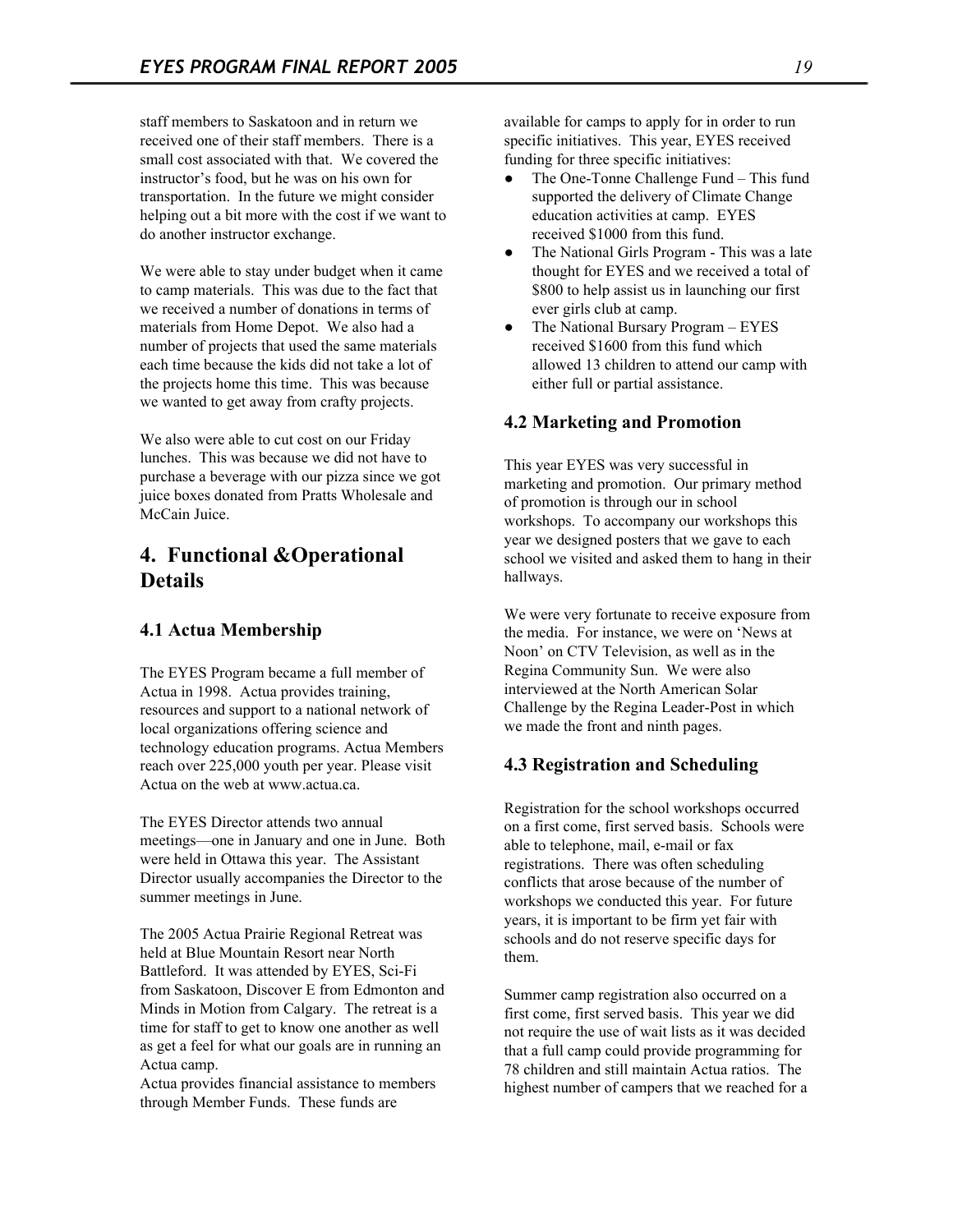staff members to Saskatoon and in return we received one of their staff members. There is a small cost associated with that. We covered the instructor's food, but he was on his own for transportation. In the future we might consider helping out a bit more with the cost if we want to do another instructor exchange.

We were able to stay under budget when it came to camp materials. This was due to the fact that we received a number of donations in terms of materials from Home Depot. We also had a number of projects that used the same materials each time because the kids did not take a lot of the projects home this time. This was because we wanted to get away from crafty projects.

We also were able to cut cost on our Friday lunches. This was because we did not have to purchase a beverage with our pizza since we got juice boxes donated from Pratts Wholesale and McCain Juice.

## 4. Functional &Operational Details

### 4.1 Actua Membership

The EYES Program became a full member of Actua in 1998. Actua provides training, resources and support to a national network of local organizations offering science and technology education programs. Actua Members reach over 225,000 youth per year. Please visit Actua on the web at www.actua.ca.

The EYES Director attends two annual meetings—one in January and one in June. Both were held in Ottawa this year. The Assistant Director usually accompanies the Director to the summer meetings in June.

The 2005 Actua Prairie Regional Retreat was held at Blue Mountain Resort near North Battleford. It was attended by EYES, Sci-Fi from Saskatoon, Discover E from Edmonton and Minds in Motion from Calgary. The retreat is a time for staff to get to know one another as well as get a feel for what our goals are in running an Actua camp.

Actua provides financial assistance to members through Member Funds. These funds are available for camps to apply for in order to run specific initiatives. This year, EYES received funding for three specific initiatives:

- The One-Tonne Challenge Fund – This fund supported the delivery of Climate Change education activities at camp. EYES received $1000 from this fund.
- The National Girls Program - This was a late thought for EYES and we received a total of $800 to help assist us in launching our first ever girls club at camp.
- The National Bursary Program – EYES received $1600 from this fund which allowed 13 children to attend our camp with either full or partial assistance.

### 4.2 Marketing and Promotion

This year EYES was very successful in marketing and promotion. Our primary method of promotion is through our in school workshops. To accompany our workshops this year we designed posters that we gave to each school we visited and asked them to hang in their hallways.

We were very fortunate to receive exposure from the media. For instance, we were on 'News at Noon' on CTV Television, as well as in the Regina Community Sun. We were also interviewed at the North American Solar Challenge by the Regina Leader-Post in which we made the front and ninth pages.

### 4.3 Registration and Scheduling

Registration for the school workshops occurred on a first come, first served basis. Schools were able to telephone, mail, e-mail or fax registrations. There was often scheduling conflicts that arose because of the number of workshops we conducted this year. For future years, it is important to be firm yet fair with schools and do not reserve specific days for them.

Summer camp registration also occurred on a first come, first served basis. This year we did not require the use of wait lists as it was decided that a full camp could provide programming for 78 children and still maintain Actua ratios. The highest number of campers that we reached for a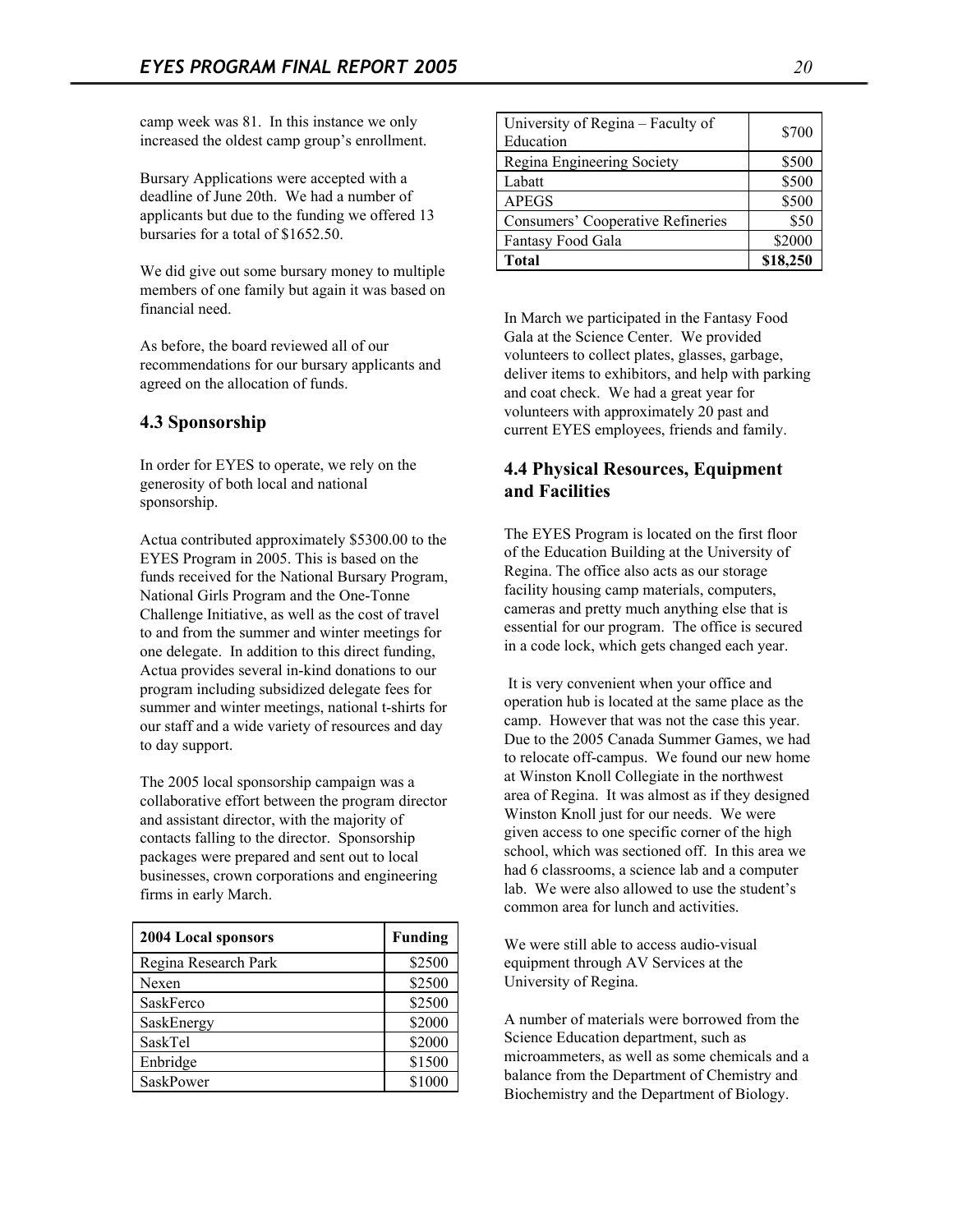camp week was 81. In this instance we only increased the oldest camp group's enrollment.

Bursary Applications were accepted with a deadline of June 20th. We had a number of applicants but due to the funding we offered 13 bursaries for a total of $1652.50.

We did give out some bursary money to multiple members of one family but again it was based on financial need.

As before, the board reviewed all of our recommendations for our bursary applicants and agreed on the allocation of funds.

## 4.3 Sponsorship

In order for EYES to operate, we rely on the generosity of both local and national sponsorship.

Actua contributed approximately $5300.00 to the EYES Program in 2005. This is based on the funds received for the National Bursary Program, National Girls Program and the One-Tonne Challenge Initiative, as well as the cost of travel to and from the summer and winter meetings for one delegate. In addition to this direct funding, Actua provides several in-kind donations to our program including subsidized delegate fees for summer and winter meetings, national t-shirts for our staff and a wide variety of resources and day to day support.

The 2005 local sponsorship campaign was a collaborative effort between the program director and assistant director, with the majority of contacts falling to the director. Sponsorship packages were prepared and sent out to local businesses, crown corporations and engineering firms in early March.

| 2004 Local sponsors | Funding |
|---|---|
| Regina Research Park | $2500 |
| Nexen | $2500 |
| SaskFerco | $2500 |
| SaskEnergy | $2000 |
| SaskTel | $2000 |
| Enbridge | $1500 |
| SaskPower | $1000 |
| University of Regina – Faculty of Education | $700 |
| Regina Engineering Society | $500 |
| Labatt | $500 |
| APEGS | $500 |
| Consumers' Cooperative Refineries | $50 |
| Fantasy Food Gala | $2000 |
| **Total** | **$18,250** |

In March we participated in the Fantasy Food Gala at the Science Center. We provided volunteers to collect plates, glasses, garbage, deliver items to exhibitors, and help with parking and coat check. We had a great year for volunteers with approximately 20 past and current EYES employees, friends and family.

## 4.4 Physical Resources, Equipment and Facilities

The EYES Program is located on the first floor of the Education Building at the University of Regina. The office also acts as our storage facility housing camp materials, computers, cameras and pretty much anything else that is essential for our program. The office is secured in a code lock, which gets changed each year.

It is very convenient when your office and operation hub is located at the same place as the camp. However that was not the case this year. Due to the 2005 Canada Summer Games, we had to relocate off-campus. We found our new home at Winston Knoll Collegiate in the northwest area of Regina. It was almost as if they designed Winston Knoll just for our needs. We were given access to one specific corner of the high school, which was sectioned off. In this area we had 6 classrooms, a science lab and a computer lab. We were also allowed to use the student's common area for lunch and activities.

We were still able to access audio-visual equipment through AV Services at the University of Regina.

A number of materials were borrowed from the Science Education department, such as microammeters, as well as some chemicals and a balance from the Department of Chemistry and Biochemistry and the Department of Biology.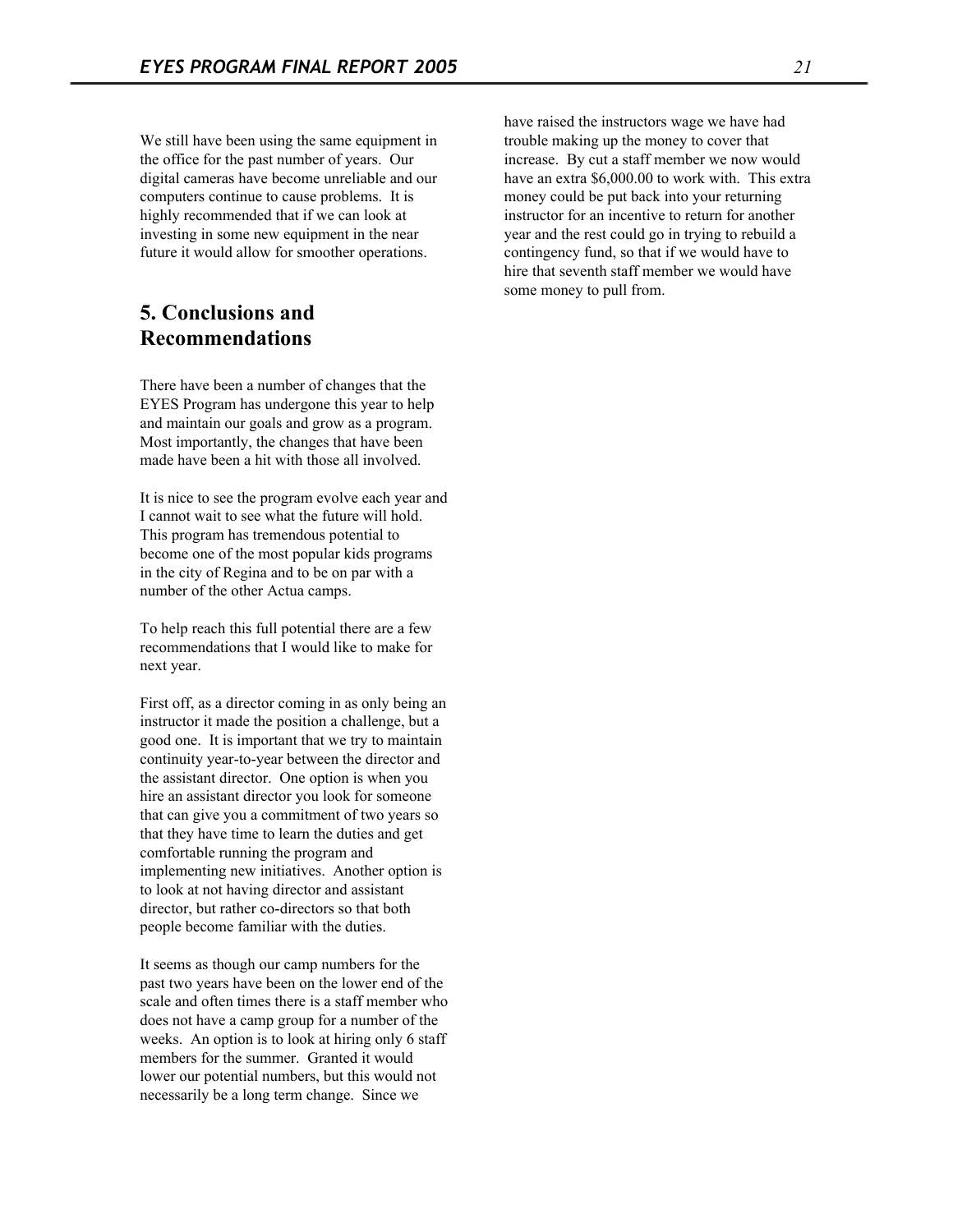We still have been using the same equipment in the office for the past number of years. Our digital cameras have become unreliable and our computers continue to cause problems. It is highly recommended that if we can look at investing in some new equipment in the near future it would allow for smoother operations.

## 5. Conclusions and Recommendations

There have been a number of changes that the EYES Program has undergone this year to help and maintain our goals and grow as a program. Most importantly, the changes that have been made have been a hit with those all involved.

It is nice to see the program evolve each year and I cannot wait to see what the future will hold. This program has tremendous potential to become one of the most popular kids programs in the city of Regina and to be on par with a number of the other Actua camps.

To help reach this full potential there are a few recommendations that I would like to make for next year.

First off, as a director coming in as only being an instructor it made the position a challenge, but a good one. It is important that we try to maintain continuity year-to-year between the director and the assistant director. One option is when you hire an assistant director you look for someone that can give you a commitment of two years so that they have time to learn the duties and get comfortable running the program and implementing new initiatives. Another option is to look at not having director and assistant director, but rather co-directors so that both people become familiar with the duties.

It seems as though our camp numbers for the past two years have been on the lower end of the scale and often times there is a staff member who does not have a camp group for a number of the weeks. An option is to look at hiring only 6 staff members for the summer. Granted it would lower our potential numbers, but this would not necessarily be a long term change. Since we have raised the instructors wage we have had trouble making up the money to cover that increase. By cut a staff member we now would have an extra $6,000.00 to work with. This extra money could be put back into your returning instructor for an incentive to return for another year and the rest could go in trying to rebuild a contingency fund, so that if we would have to hire that seventh staff member we would have some money to pull from.